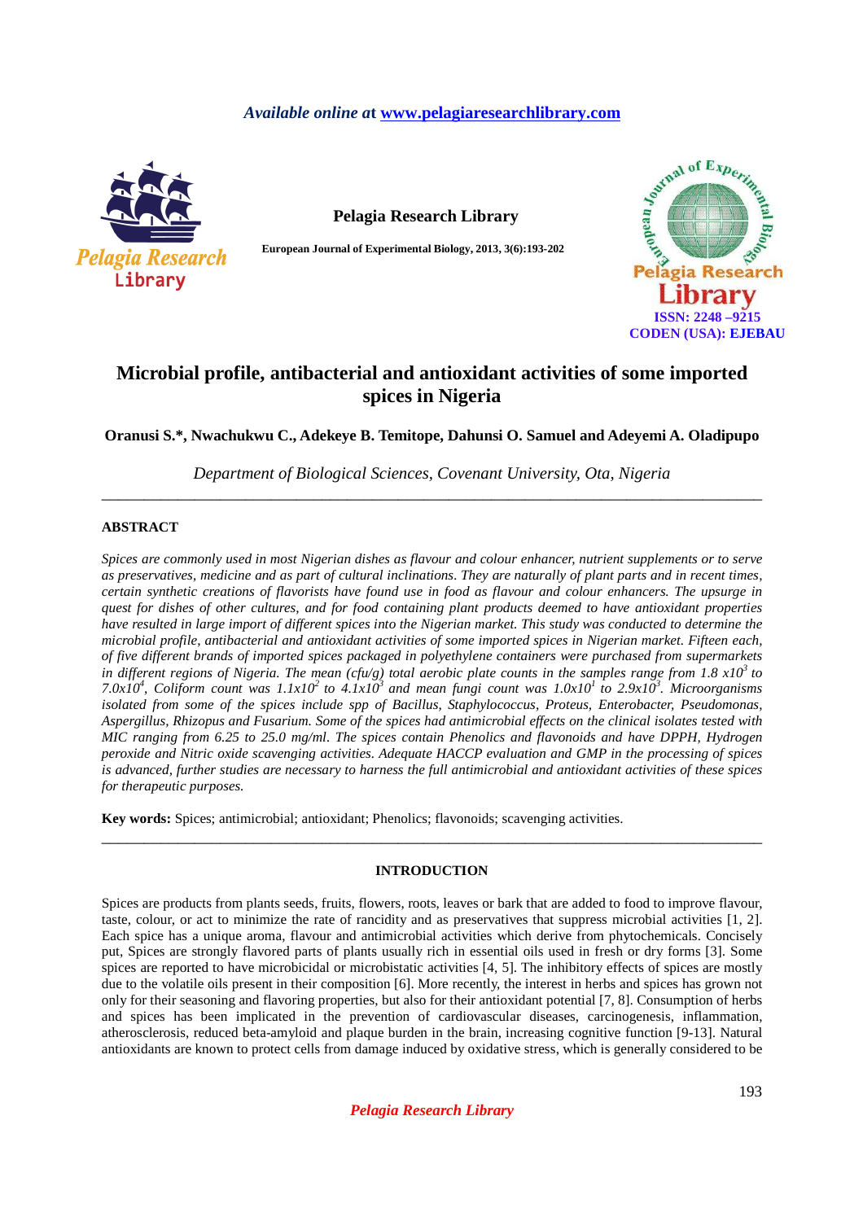*Available online at* www.pelagiaresearchlibrary.com

**Pelagia Research Library**

**European Journal of Experimental Biology, 2013, 3(6):193-202**

ISSN: 2248 –9215
CODEN (USA): EJEBAU

# Microbial profile, antibacterial and antioxidant activities of some imported spices in Nigeria

**Oranusi S.\*, Nwachukwu C., Adekeye B. Temitope, Dahunsi O. Samuel and Adeyemi A. Oladipupo**

*Department of Biological Sciences, Covenant University, Ota, Nigeria*

---

## ABSTRACT

*Spices are commonly used in most Nigerian dishes as flavour and colour enhancer, nutrient supplements or to serve as preservatives, medicine and as part of cultural inclinations. They are naturally of plant parts and in recent times, certain synthetic creations of flavorists have found use in food as flavour and colour enhancers. The upsurge in quest for dishes of other cultures, and for food containing plant products deemed to have antioxidant properties have resulted in large import of different spices into the Nigerian market. This study was conducted to determine the microbial profile, antibacterial and antioxidant activities of some imported spices in Nigerian market. Fifteen each, of five different brands of imported spices packaged in polyethylene containers were purchased from supermarkets in different regions of Nigeria. The mean (cfu/g) total aerobic plate counts in the samples range from $1.8 \times 10^3$ to $7.0 \times 10^4$, Coliform count was $1.1 \times 10^2$ to $4.1 \times 10^3$ and mean fungi count was $1.0 \times 10^1$ to $2.9 \times 10^3$. Microorganisms isolated from some of the spices include spp of Bacillus, Staphylococcus, Proteus, Enterobacter, Pseudomonas, Aspergillus, Rhizopus and Fusarium. Some of the spices had antimicrobial effects on the clinical isolates tested with MIC ranging from 6.25 to 25.0 mg/ml. The spices contain Phenolics and flavonoids and have DPPH, Hydrogen peroxide and Nitric oxide scavenging activities. Adequate HACCP evaluation and GMP in the processing of spices is advanced, further studies are necessary to harness the full antimicrobial and antioxidant activities of these spices for therapeutic purposes.*

**Key words:** Spices; antimicrobial; antioxidant; Phenolics; flavonoids; scavenging activities.

---

## INTRODUCTION

Spices are products from plants seeds, fruits, flowers, roots, leaves or bark that are added to food to improve flavour, taste, colour, or act to minimize the rate of rancidity and as preservatives that suppress microbial activities [1, 2]. Each spice has a unique aroma, flavour and antimicrobial activities which derive from phytochemicals. Concisely put, Spices are strongly flavored parts of plants usually rich in essential oils used in fresh or dry forms [3]. Some spices are reported to have microbicidal or microbistatic activities [4, 5]. The inhibitory effects of spices are mostly due to the volatile oils present in their composition [6]. More recently, the interest in herbs and spices has grown not only for their seasoning and flavoring properties, but also for their antioxidant potential [7, 8]. Consumption of herbs and spices has been implicated in the prevention of cardiovascular diseases, carcinogenesis, inflammation, atherosclerosis, reduced beta-amyloid and plaque burden in the brain, increasing cognitive function [9-13]. Natural antioxidants are known to protect cells from damage induced by oxidative stress, which is generally considered to be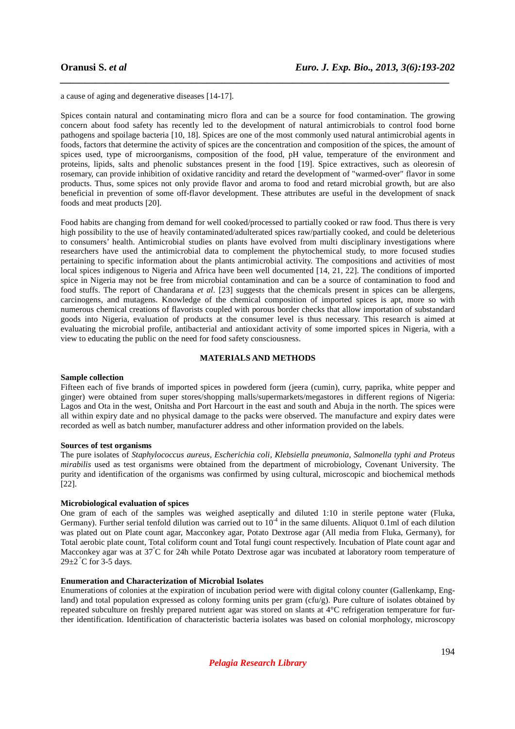a cause of aging and degenerative diseases [14-17].

Spices contain natural and contaminating micro flora and can be a source for food contamination. The growing concern about food safety has recently led to the development of natural antimicrobials to control food borne pathogens and spoilage bacteria [10, 18]. Spices are one of the most commonly used natural antimicrobial agents in foods, factors that determine the activity of spices are the concentration and composition of the spices, the amount of spices used, type of microorganisms, composition of the food, pH value, temperature of the environment and proteins, lipids, salts and phenolic substances present in the food [19]. Spice extractives, such as oleoresin of rosemary, can provide inhibition of oxidative rancidity and retard the development of "warmed-over" flavor in some products. Thus, some spices not only provide flavor and aroma to food and retard microbial growth, but are also beneficial in prevention of some off-flavor development. These attributes are useful in the development of snack foods and meat products [20].

Food habits are changing from demand for well cooked/processed to partially cooked or raw food. Thus there is very high possibility to the use of heavily contaminated/adulterated spices raw/partially cooked, and could be deleterious to consumers' health. Antimicrobial studies on plants have evolved from multi disciplinary investigations where researchers have used the antimicrobial data to complement the phytochemical study, to more focused studies pertaining to specific information about the plants antimicrobial activity. The compositions and activities of most local spices indigenous to Nigeria and Africa have been well documented [14, 21, 22]. The conditions of imported spice in Nigeria may not be free from microbial contamination and can be a source of contamination to food and food stuffs. The report of Chandarana *et al*. [23] suggests that the chemicals present in spices can be allergens, carcinogens, and mutagens. Knowledge of the chemical composition of imported spices is apt, more so with numerous chemical creations of flavorists coupled with porous border checks that allow importation of substandard goods into Nigeria, evaluation of products at the consumer level is thus necessary. This research is aimed at evaluating the microbial profile, antibacterial and antioxidant activity of some imported spices in Nigeria, with a view to educating the public on the need for food safety consciousness.

## MATERIALS AND METHODS

### Sample collection

Fifteen each of five brands of imported spices in powdered form (jeera (cumin), curry, paprika, white pepper and ginger) were obtained from super stores/shopping malls/supermarkets/megastores in different regions of Nigeria: Lagos and Ota in the west, Onitsha and Port Harcourt in the east and south and Abuja in the north. The spices were all within expiry date and no physical damage to the packs were observed. The manufacture and expiry dates were recorded as well as batch number, manufacturer address and other information provided on the labels.

### Sources of test organisms

The pure isolates of *Staphylococcus aureus, Escherichia coli, Klebsiella pneumonia, Salmonella typhi and Proteus mirabilis* used as test organisms were obtained from the department of microbiology, Covenant University. The purity and identification of the organisms was confirmed by using cultural, microscopic and biochemical methods [22].

### Microbiological evaluation of spices

One gram of each of the samples was weighed aseptically and diluted 1:10 in sterile peptone water (Fluka, Germany). Further serial tenfold dilution was carried out to $10^{-4}$ in the same diluents. Aliquot 0.1ml of each dilution was plated out on Plate count agar, Macconkey agar, Potato Dextrose agar (All media from Fluka, Germany), for Total aerobic plate count, Total coliform count and Total fungi count respectively. Incubation of Plate count agar and Macconkey agar was at 37°C for 24h while Potato Dextrose agar was incubated at laboratory room temperature of 29±2°C for 3-5 days.

### Enumeration and Characterization of Microbial Isolates

Enumerations of colonies at the expiration of incubation period were with digital colony counter (Gallenkamp, England) and total population expressed as colony forming units per gram (cfu/g). Pure culture of isolates obtained by repeated subculture on freshly prepared nutrient agar was stored on slants at 4°C refrigeration temperature for further identification. Identification of characteristic bacteria isolates was based on colonial morphology, microscopy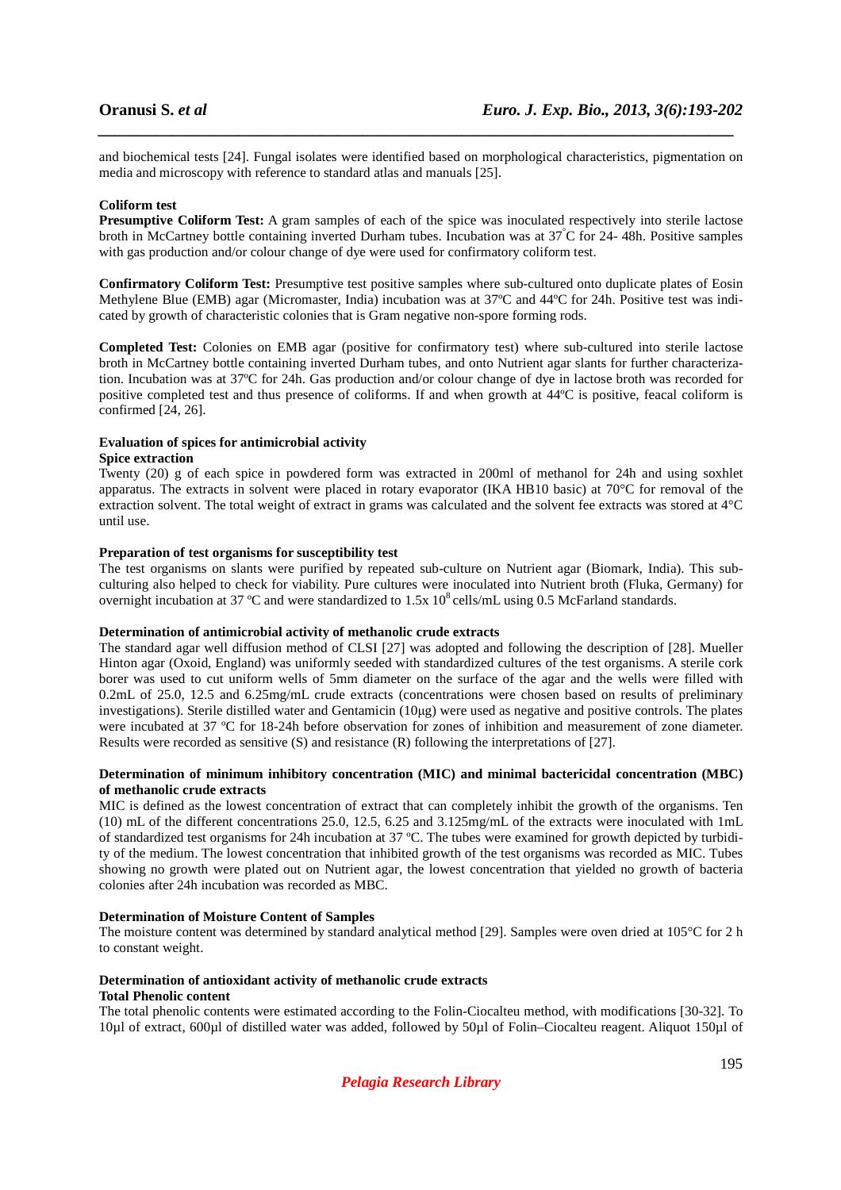and biochemical tests [24]. Fungal isolates were identified based on morphological characteristics, pigmentation on media and microscopy with reference to standard atlas and manuals [25].

**Coliform test**

**Presumptive Coliform Test:** A gram samples of each of the spice was inoculated respectively into sterile lactose broth in McCartney bottle containing inverted Durham tubes. Incubation was at 37°C for 24- 48h. Positive samples with gas production and/or colour change of dye were used for confirmatory coliform test.

**Confirmatory Coliform Test:** Presumptive test positive samples where sub-cultured onto duplicate plates of Eosin Methylene Blue (EMB) agar (Micromaster, India) incubation was at 37ºC and 44ºC for 24h. Positive test was indicated by growth of characteristic colonies that is Gram negative non-spore forming rods.

**Completed Test:** Colonies on EMB agar (positive for confirmatory test) where sub-cultured into sterile lactose broth in McCartney bottle containing inverted Durham tubes, and onto Nutrient agar slants for further characterization. Incubation was at 37ºC for 24h. Gas production and/or colour change of dye in lactose broth was recorded for positive completed test and thus presence of coliforms. If and when growth at 44ºC is positive, feacal coliform is confirmed [24, 26].

**Evaluation of spices for antimicrobial activity**

**Spice extraction**

Twenty (20) g of each spice in powdered form was extracted in 200ml of methanol for 24h and using soxhlet apparatus. The extracts in solvent were placed in rotary evaporator (IKA HB10 basic) at 70°C for removal of the extraction solvent. The total weight of extract in grams was calculated and the solvent fee extracts was stored at 4°C until use.

**Preparation of test organisms for susceptibility test**

The test organisms on slants were purified by repeated sub-culture on Nutrient agar (Biomark, India). This sub-culturing also helped to check for viability. Pure cultures were inoculated into Nutrient broth (Fluka, Germany) for overnight incubation at 37 ºC and were standardized to $1.5 \times 10^8$ cells/mL using 0.5 McFarland standards.

**Determination of antimicrobial activity of methanolic crude extracts**

The standard agar well diffusion method of CLSI [27] was adopted and following the description of [28]. Mueller Hinton agar (Oxoid, England) was uniformly seeded with standardized cultures of the test organisms. A sterile cork borer was used to cut uniform wells of 5mm diameter on the surface of the agar and the wells were filled with 0.2mL of 25.0, 12.5 and 6.25mg/mL crude extracts (concentrations were chosen based on results of preliminary investigations). Sterile distilled water and Gentamicin (10μg) were used as negative and positive controls. The plates were incubated at 37 ºC for 18-24h before observation for zones of inhibition and measurement of zone diameter. Results were recorded as sensitive (S) and resistance (R) following the interpretations of [27].

**Determination of minimum inhibitory concentration (MIC) and minimal bactericidal concentration (MBC) of methanolic crude extracts**

MIC is defined as the lowest concentration of extract that can completely inhibit the growth of the organisms. Ten (10) mL of the different concentrations 25.0, 12.5, 6.25 and 3.125mg/mL of the extracts were inoculated with 1mL of standardized test organisms for 24h incubation at 37 ºC. The tubes were examined for growth depicted by turbidity of the medium. The lowest concentration that inhibited growth of the test organisms was recorded as MIC. Tubes showing no growth were plated out on Nutrient agar, the lowest concentration that yielded no growth of bacteria colonies after 24h incubation was recorded as MBC.

**Determination of Moisture Content of Samples**

The moisture content was determined by standard analytical method [29]. Samples were oven dried at 105°C for 2 h to constant weight.

**Determination of antioxidant activity of methanolic crude extracts**

**Total Phenolic content**

The total phenolic contents were estimated according to the Folin-Ciocalteu method, with modifications [30-32]. To 10µl of extract, 600µl of distilled water was added, followed by 50µl of Folin–Ciocalteu reagent. Aliquot 150µl of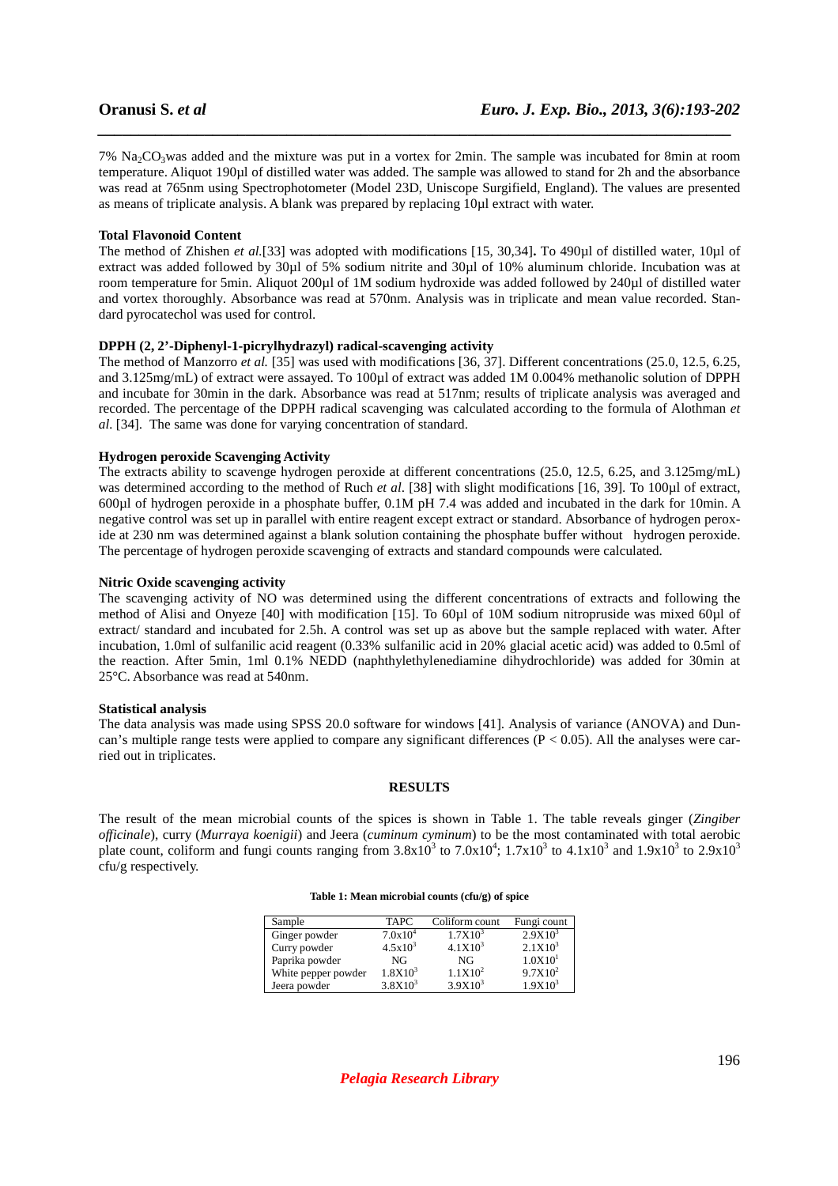7% $Na_2CO_3$was added and the mixture was put in a vortex for 2min. The sample was incubated for 8min at room temperature. Aliquot 190µl of distilled water was added. The sample was allowed to stand for 2h and the absorbance was read at 765nm using Spectrophotometer (Model 23D, Uniscope Surgifield, England). The values are presented as means of triplicate analysis. A blank was prepared by replacing 10µl extract with water.

**Total Flavonoid Content**

The method of Zhishen *et al.*[33] was adopted with modifications [15, 30,34]**.** To 490µl of distilled water, 10µl of extract was added followed by 30µl of 5% sodium nitrite and 30µl of 10% aluminum chloride. Incubation was at room temperature for 5min. Aliquot 200µl of 1M sodium hydroxide was added followed by 240µl of distilled water and vortex thoroughly. Absorbance was read at 570nm. Analysis was in triplicate and mean value recorded. Standard pyrocatechol was used for control.

**DPPH (2, 2'-Diphenyl-1-picrylhydrazyl) radical-scavenging activity**

The method of Manzorro *et al.* [35] was used with modifications [36, 37]. Different concentrations (25.0, 12.5, 6.25, and 3.125mg/mL) of extract were assayed. To 100µl of extract was added 1M 0.004% methanolic solution of DPPH and incubate for 30min in the dark. Absorbance was read at 517nm; results of triplicate analysis was averaged and recorded. The percentage of the DPPH radical scavenging was calculated according to the formula of Alothman *et al.* [34]. The same was done for varying concentration of standard.

**Hydrogen peroxide Scavenging Activity**

The extracts ability to scavenge hydrogen peroxide at different concentrations (25.0, 12.5, 6.25, and 3.125mg/mL) was determined according to the method of Ruch *et al.* [38] with slight modifications [16, 39]. To 100µl of extract, 600µl of hydrogen peroxide in a phosphate buffer, 0.1M pH 7.4 was added and incubated in the dark for 10min. A negative control was set up in parallel with entire reagent except extract or standard. Absorbance of hydrogen peroxide at 230 nm was determined against a blank solution containing the phosphate buffer without hydrogen peroxide. The percentage of hydrogen peroxide scavenging of extracts and standard compounds were calculated.

**Nitric Oxide scavenging activity**

The scavenging activity of NO was determined using the different concentrations of extracts and following the method of Alisi and Onyeze [40] with modification [15]. To 60µl of 10M sodium nitroprusside was mixed 60µl of extract/ standard and incubated for 2.5h. A control was set up as above but the sample replaced with water. After incubation, 1.0ml of sulfanilic acid reagent (0.33% sulfanilic acid in 20% glacial acetic acid) was added to 0.5ml of the reaction. After 5min, 1ml 0.1% NEDD (naphthylethylenediamine dihydrochloride) was added for 30min at 25°C. Absorbance was read at 540nm.

**Statistical analysis**

The data analysis was made using SPSS 20.0 software for windows [41]. Analysis of variance (ANOVA) and Duncan's multiple range tests were applied to compare any significant differences ($P < 0.05$). All the analyses were carried out in triplicates.

## RESULTS

The result of the mean microbial counts of the spices is shown in Table 1. The table reveals ginger (*Zingiber officinale*), curry (*Murraya koenigii*) and Jeera (*cuminum cyminum*) to be the most contaminated with total aerobic plate count, coliform and fungi counts ranging from $3.8 \times 10^3$ to $7.0 \times 10^4$; $1.7 \times 10^3$ to $4.1 \times 10^3$ and $1.9 \times 10^3$ to $2.9 \times 10^3$ cfu/g respectively.

**Table 1: Mean microbial counts (cfu/g) of spice**

| Sample | TAPC | Coliform count | Fungi count |
|---|---|---|---|
| Ginger powder | $7.0 \times 10^4$ | $1.7 \times 10^3$ | $2.9 \times 10^3$ |
| Curry powder | $4.5 \times 10^3$ | $4.1 \times 10^3$ | $2.1 \times 10^3$ |
| Paprika powder | NG | NG | $1.0 \times 10^1$ |
| White pepper powder | $1.8 \times 10^3$ | $1.1 \times 10^2$ | $9.7 \times 10^2$ |
| Jeera powder | $3.8 \times 10^3$ | $3.9 \times 10^3$ | $1.9 \times 10^3$ |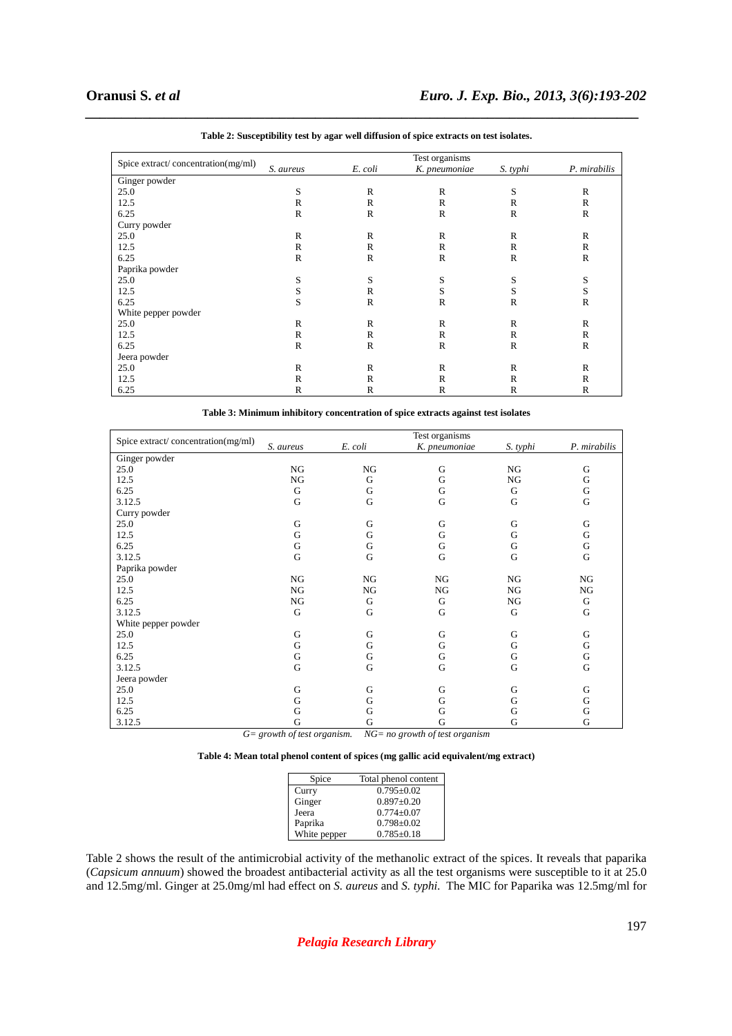**Table 2: Susceptibility test by agar well diffusion of spice extracts on test isolates.**

| Spice extract/ concentration(mg/ml) | Test organisms | | | | |
|---|---|---|---|---|---|
| | *S. aureus* | *E. coli* | *K. pneumoniae* | *S. typhi* | *P. mirabilis* |
| Ginger powder | | | | | |
| 25.0 | S | R | R | S | R |
| 12.5 | R | R | R | R | R |
| 6.25 | R | R | R | R | R |
| Curry powder | | | | | |
| 25.0 | R | R | R | R | R |
| 12.5 | R | R | R | R | R |
| 6.25 | R | R | R | R | R |
| Paprika powder | | | | | |
| 25.0 | S | S | S | S | S |
| 12.5 | S | R | S | S | S |
| 6.25 | S | R | R | R | R |
| White pepper powder | | | | | |
| 25.0 | R | R | R | R | R |
| 12.5 | R | R | R | R | R |
| 6.25 | R | R | R | R | R |
| Jeera powder | | | | | |
| 25.0 | R | R | R | R | R |
| 12.5 | R | R | R | R | R |
| 6.25 | R | R | R | R | R |

**Table 3: Minimum inhibitory concentration of spice extracts against test isolates**

| Spice extract/ concentration(mg/ml) | Test organisms | | | | |
|---|---|---|---|---|---|
| | *S. aureus* | *E. coli* | *K. pneumoniae* | *S. typhi* | *P. mirabilis* |
| Ginger powder | | | | | |
| 25.0 | NG | NG | G | NG | G |
| 12.5 | NG | G | G | NG | G |
| 6.25 | G | G | G | G | G |
| 3.12.5 | G | G | G | G | G |
| Curry powder | | | | | |
| 25.0 | G | G | G | G | G |
| 12.5 | G | G | G | G | G |
| 6.25 | G | G | G | G | G |
| 3.12.5 | G | G | G | G | G |
| Paprika powder | | | | | |
| 25.0 | NG | NG | NG | NG | NG |
| 12.5 | NG | NG | NG | NG | NG |
| 6.25 | NG | G | G | NG | G |
| 3.12.5 | G | G | G | G | G |
| White pepper powder | | | | | |
| 25.0 | G | G | G | G | G |
| 12.5 | G | G | G | G | G |
| 6.25 | G | G | G | G | G |
| 3.12.5 | G | G | G | G | G |
| Jeera powder | | | | | |
| 25.0 | G | G | G | G | G |
| 12.5 | G | G | G | G | G |
| 6.25 | G | G | G | G | G |
| 3.12.5 | G | G | G | G | G |

*G= growth of test organism. NG= no growth of test organism*

**Table 4: Mean total phenol content of spices (mg gallic acid equivalent/mg extract)**

| Spice | Total phenol content |
|---|---|
| Curry | 0.795±0.02 |
| Ginger | 0.897±0.20 |
| Jeera | 0.774±0.07 |
| Paprika | 0.798±0.02 |
| White pepper | 0.785±0.18 |

Table 2 shows the result of the antimicrobial activity of the methanolic extract of the spices. It reveals that paparika (*Capsicum annuum*) showed the broadest antibacterial activity as all the test organisms were susceptible to it at 25.0 and 12.5mg/ml. Ginger at 25.0mg/ml had effect on *S. aureus* and *S. typhi.* The MIC for Paparika was 12.5mg/ml for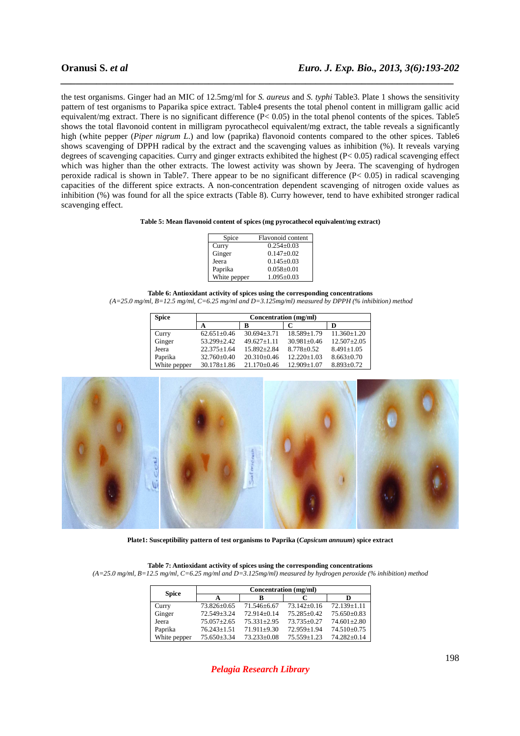the test organisms. Ginger had an MIC of 12.5mg/ml for *S. aureus* and *S. typhi* Table3. Plate 1 shows the sensitivity pattern of test organisms to Paparika spice extract. Table4 presents the total phenol content in milligram gallic acid equivalent/mg extract. There is no significant difference ($P< 0.05$) in the total phenol contents of the spices. Table5 shows the total flavonoid content in milligram pyrocathecol equivalent/mg extract, the table reveals a significantly high (white pepper (*Piper nigrum L.*) and low (paprika) flavonoid contents compared to the other spices. Table6 shows scavenging of DPPH radical by the extract and the scavenging values as inhibition (%). It reveals varying degrees of scavenging capacities. Curry and ginger extracts exhibited the highest ($P< 0.05$) radical scavenging effect which was higher than the other extracts. The lowest activity was shown by Jeera. The scavenging of hydrogen peroxide radical is shown in Table7. There appear to be no significant difference ($P< 0.05$) in radical scavenging capacities of the different spice extracts. A non-concentration dependent scavenging of nitrogen oxide values as inhibition (%) was found for all the spice extracts (Table 8). Curry however, tend to have exhibited stronger radical scavenging effect.

**Table 5: Mean flavonoid content of spices (mg pyrocathecol equivalent/mg extract)**

| Spice | Flavonoid content |
|---|---|
| Curry | 0.254±0.03 |
| Ginger | 0.147±0.02 |
| Jeera | 0.145±0.03 |
| Paprika | 0.058±0.01 |
| White pepper | 1.095±0.03 |

**Table 6: Antioxidant activity of spices using the corresponding concentrations**
*(A=25.0 mg/ml, B=12.5 mg/ml, C=6.25 mg/ml and D=3.125mg/ml) measured by DPPH (% inhibition) method*

| **Spice** | **Concentration (mg/ml)** | | | |
|---|---|---|---|---|
| | **A** | **B** | **C** | **D** |
| Curry | 62.651±0.46 | 30.694±3.71 | 18.589±1.79 | 11.360±1.20 |
| Ginger | 53.299±2.42 | 49.627±1.11 | 30.981±0.46 | 12.507±2.05 |
| Jeera | 22.375±1.64 | 15.892±2.84 | 8.778±0.52 | 8.491±1.05 |
| Paprika | 32.760±0.40 | 20.310±0.46 | 12.220±1.03 | 8.663±0.70 |
| White pepper | 30.178±1.86 | 21.170±0.46 | 12.909±1.07 | 8.893±0.72 |

**Plate1: Susceptibility pattern of test organisms to Paprika (*Capsicum annuum*) spice extract**

**Table 7: Antioxidant activity of spices using the corresponding concentrations**
*(A=25.0 mg/ml, B=12.5 mg/ml, C=6.25 mg/ml and D=3.125mg/ml) measured by hydrogen peroxide (% inhibition) method*

| **Spice** | **Concentration (mg/ml)** | | | |
|---|---|---|---|---|
| | **A** | **B** | **C** | **D** |
| Curry | 73.826±0.65 | 71.546±6.67 | 73.142±0.16 | 72.139±1.11 |
| Ginger | 72.549±3.24 | 72.914±0.14 | 75.285±0.42 | 75.650±0.83 |
| Jeera | 75.057±2.65 | 75.331±2.95 | 73.735±0.27 | 74.601±2.80 |
| Paprika | 76.243±1.51 | 71.911±9.30 | 72.959±1.94 | 74.510±0.75 |
| White pepper | 75.650±3.34 | 73.233±0.08 | 75.559±1.23 | 74.282±0.14 |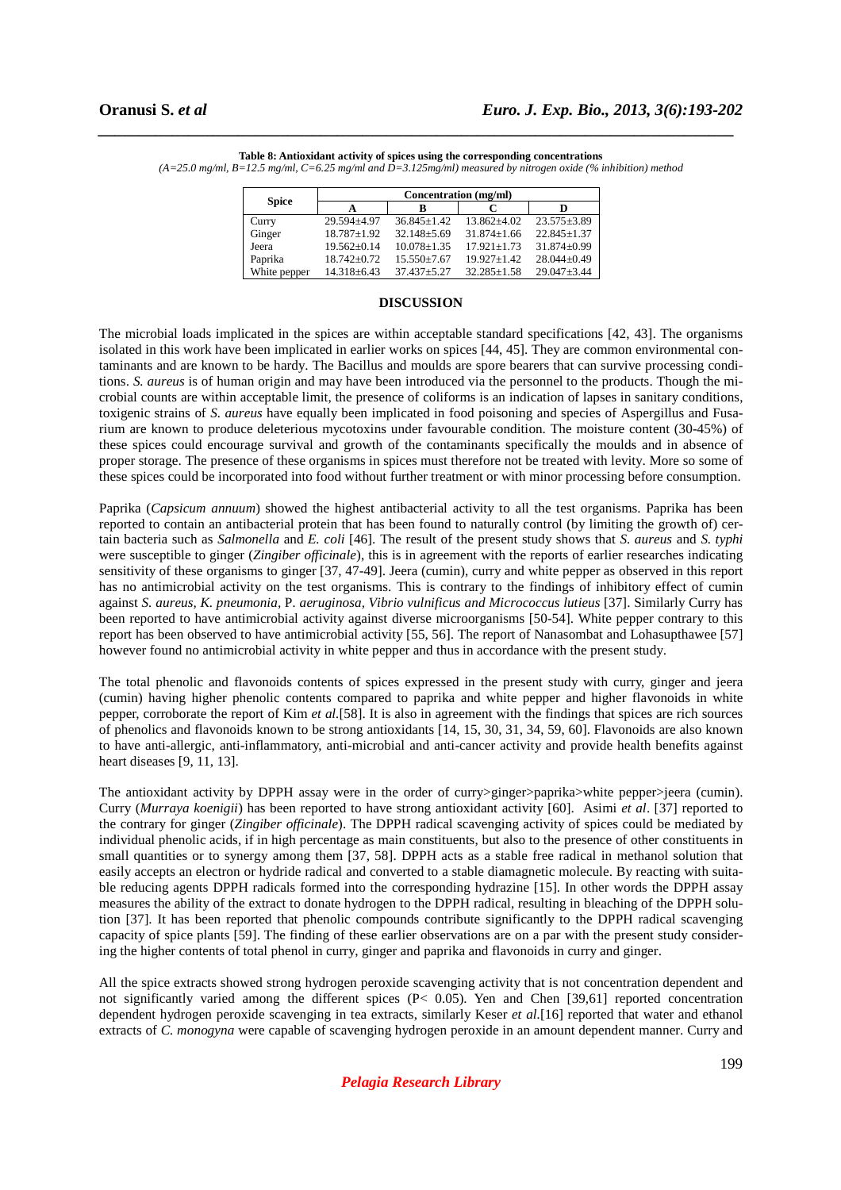**Table 8: Antioxidant activity of spices using the corresponding concentrations**
*(A=25.0 mg/ml, B=12.5 mg/ml, C=6.25 mg/ml and D=3.125mg/ml) measured by nitrogen oxide (% inhibition) method*

| Spice | Concentration (mg/ml) | | | |
|---|---|---|---|---|
| | A | B | C | D |
| Curry | 29.594±4.97 | 36.845±1.42 | 13.862±4.02 | 23.575±3.89 |
| Ginger | 18.787±1.92 | 32.148±5.69 | 31.874±1.66 | 22.845±1.37 |
| Jeera | 19.562±0.14 | 10.078±1.35 | 17.921±1.73 | 31.874±0.99 |
| Paprika | 18.742±0.72 | 15.550±7.67 | 19.927±1.42 | 28.044±0.49 |
| White pepper | 14.318±6.43 | 37.437±5.27 | 32.285±1.58 | 29.047±3.44 |

## DISCUSSION

The microbial loads implicated in the spices are within acceptable standard specifications [42, 43]. The organisms isolated in this work have been implicated in earlier works on spices [44, 45]. They are common environmental contaminants and are known to be hardy. The Bacillus and moulds are spore bearers that can survive processing conditions. *S. aureus* is of human origin and may have been introduced via the personnel to the products. Though the microbial counts are within acceptable limit, the presence of coliforms is an indication of lapses in sanitary conditions, toxigenic strains of *S. aureus* have equally been implicated in food poisoning and species of Aspergillus and Fusarium are known to produce deleterious mycotoxins under favourable condition. The moisture content (30-45%) of these spices could encourage survival and growth of the contaminants specifically the moulds and in absence of proper storage. The presence of these organisms in spices must therefore not be treated with levity. More so some of these spices could be incorporated into food without further treatment or with minor processing before consumption.

Paprika (*Capsicum annuum*) showed the highest antibacterial activity to all the test organisms. Paprika has been reported to contain an antibacterial protein that has been found to naturally control (by limiting the growth of) certain bacteria such as *Salmonella* and *E. coli* [46]. The result of the present study shows that *S. aureus* and *S. typhi* were susceptible to ginger (*Zingiber officinale*), this is in agreement with the reports of earlier researches indicating sensitivity of these organisms to ginger [37, 47-49]. Jeera (cumin), curry and white pepper as observed in this report has no antimicrobial activity on the test organisms. This is contrary to the findings of inhibitory effect of cumin against *S. aureus, K. pneumonia,* P. *aeruginosa, Vibrio vulnificus and Micrococcus lutieus* [37]. Similarly Curry has been reported to have antimicrobial activity against diverse microorganisms [50-54]. White pepper contrary to this report has been observed to have antimicrobial activity [55, 56]. The report of Nanasombat and Lohasupthawee [57] however found no antimicrobial activity in white pepper and thus in accordance with the present study.

The total phenolic and flavonoids contents of spices expressed in the present study with curry, ginger and jeera (cumin) having higher phenolic contents compared to paprika and white pepper and higher flavonoids in white pepper, corroborate the report of Kim *et al.*[58]. It is also in agreement with the findings that spices are rich sources of phenolics and flavonoids known to be strong antioxidants [14, 15, 30, 31, 34, 59, 60]. Flavonoids are also known to have anti-allergic, anti-inflammatory, anti-microbial and anti-cancer activity and provide health benefits against heart diseases [9, 11, 13].

The antioxidant activity by DPPH assay were in the order of curry>ginger>paprika>white pepper>jeera (cumin). Curry (*Murraya koenigii*) has been reported to have strong antioxidant activity [60]. Asimi *et al*. [37] reported to the contrary for ginger (*Zingiber officinale*). The DPPH radical scavenging activity of spices could be mediated by individual phenolic acids, if in high percentage as main constituents, but also to the presence of other constituents in small quantities or to synergy among them [37, 58]. DPPH acts as a stable free radical in methanol solution that easily accepts an electron or hydride radical and converted to a stable diamagnetic molecule. By reacting with suitable reducing agents DPPH radicals formed into the corresponding hydrazine [15]. In other words the DPPH assay measures the ability of the extract to donate hydrogen to the DPPH radical, resulting in bleaching of the DPPH solution [37]. It has been reported that phenolic compounds contribute significantly to the DPPH radical scavenging capacity of spice plants [59]. The finding of these earlier observations are on a par with the present study considering the higher contents of total phenol in curry, ginger and paprika and flavonoids in curry and ginger.

All the spice extracts showed strong hydrogen peroxide scavenging activity that is not concentration dependent and not significantly varied among the different spices ($P < 0.05$). Yen and Chen [39,61] reported concentration dependent hydrogen peroxide scavenging in tea extracts, similarly Keser *et al.*[16] reported that water and ethanol extracts of *C. monogyna* were capable of scavenging hydrogen peroxide in an amount dependent manner. Curry and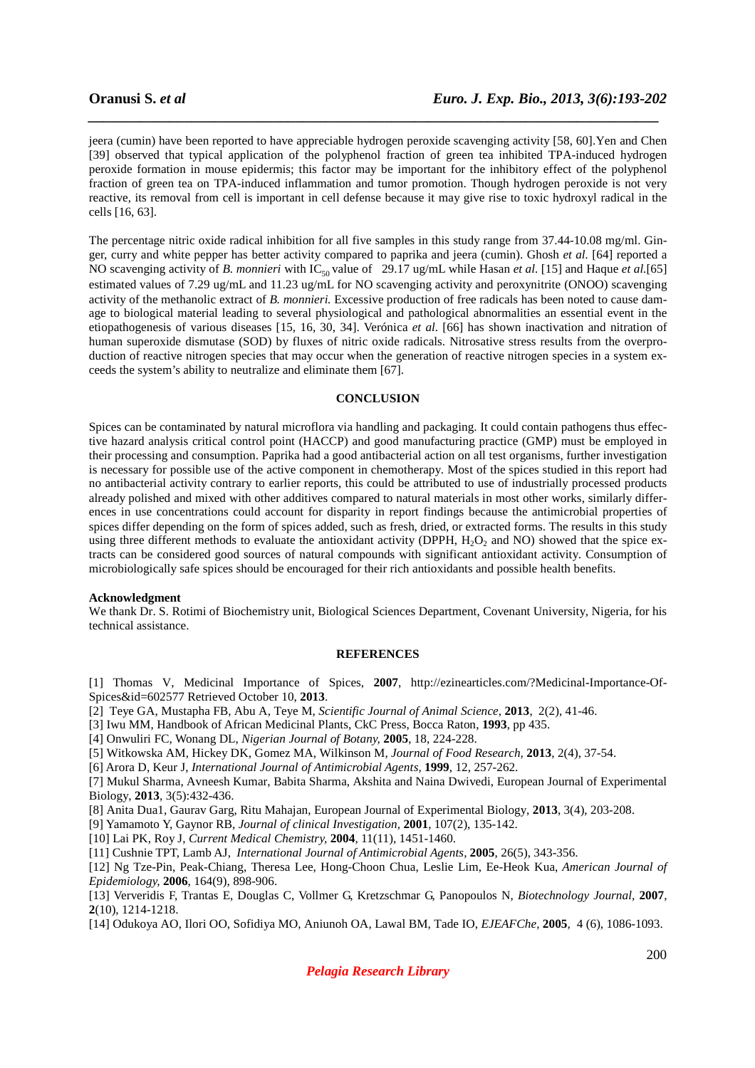jeera (cumin) have been reported to have appreciable hydrogen peroxide scavenging activity [58, 60].Yen and Chen [39] observed that typical application of the polyphenol fraction of green tea inhibited TPA-induced hydrogen peroxide formation in mouse epidermis; this factor may be important for the inhibitory effect of the polyphenol fraction of green tea on TPA-induced inflammation and tumor promotion. Though hydrogen peroxide is not very reactive, its removal from cell is important in cell defense because it may give rise to toxic hydroxyl radical in the cells [16, 63].

The percentage nitric oxide radical inhibition for all five samples in this study range from 37.44-10.08 mg/ml. Ginger, curry and white pepper has better activity compared to paprika and jeera (cumin). Ghosh *et al.* [64] reported a NO scavenging activity of *B. monnieri* with $IC_{50}$ value of 29.17 ug/mL while Hasan *et al.* [15] and Haque *et al.*[65] estimated values of 7.29 ug/mL and 11.23 ug/mL for NO scavenging activity and peroxynitrite (ONOO) scavenging activity of the methanolic extract of *B. monnieri.* Excessive production of free radicals has been noted to cause damage to biological material leading to several physiological and pathological abnormalities an essential event in the etiopathogenesis of various diseases [15, 16, 30, 34]. Verónica *et al.* [66] has shown inactivation and nitration of human superoxide dismutase (SOD) by fluxes of nitric oxide radicals. Nitrosative stress results from the overproduction of reactive nitrogen species that may occur when the generation of reactive nitrogen species in a system exceeds the system's ability to neutralize and eliminate them [67].

## CONCLUSION

Spices can be contaminated by natural microflora via handling and packaging. It could contain pathogens thus effective hazard analysis critical control point (HACCP) and good manufacturing practice (GMP) must be employed in their processing and consumption. Paprika had a good antibacterial action on all test organisms, further investigation is necessary for possible use of the active component in chemotherapy. Most of the spices studied in this report had no antibacterial activity contrary to earlier reports, this could be attributed to use of industrially processed products already polished and mixed with other additives compared to natural materials in most other works, similarly differences in use concentrations could account for disparity in report findings because the antimicrobial properties of spices differ depending on the form of spices added, such as fresh, dried, or extracted forms. The results in this study using three different methods to evaluate the antioxidant activity (DPPH, $H_2O_2$ and NO) showed that the spice extracts can be considered good sources of natural compounds with significant antioxidant activity. Consumption of microbiologically safe spices should be encouraged for their rich antioxidants and possible health benefits.

**Acknowledgment**
We thank Dr. S. Rotimi of Biochemistry unit, Biological Sciences Department, Covenant University, Nigeria, for his technical assistance.

## REFERENCES

[1] Thomas V, Medicinal Importance of Spices, **2007**, http://ezinearticles.com/?Medicinal-Importance-Of-Spices&id=602577 Retrieved October 10, **2013**.
[2] Teye GA, Mustapha FB, Abu A, Teye M, *Scientific Journal of Animal Science*, **2013**, 2(2), 41-46.
[3] Iwu MM, Handbook of African Medicinal Plants, CkC Press, Bocca Raton, **1993**, pp 435.
[4] Onwuliri FC, Wonang DL, *Nigerian Journal of Botany,* **2005**, 18, 224-228.
[5] Witkowska AM, Hickey DK, Gomez MA, Wilkinson M, *Journal of Food Research,* **2013**, 2(4), 37-54.
[6] Arora D, Keur J, *International Journal of Antimicrobial Agents,* **1999**, 12, 257-262.
[7] Mukul Sharma, Avneesh Kumar, Babita Sharma, Akshita and Naina Dwivedi, European Journal of Experimental Biology, **2013**, 3(5):432-436.
[8] Anita Dua1, Gaurav Garg, Ritu Mahajan, European Journal of Experimental Biology, **2013**, 3(4), 203-208.
[9] Yamamoto Y, Gaynor RB, *Journal of clinical Investigation,* **2001**, 107(2), 135-142.
[10] Lai PK, Roy J, *Current Medical Chemistry,* **2004**, 11(11), 1451-1460.
[11] Cushnie TPT, Lamb AJ, *International Journal of Antimicrobial Agents,* **2005**, 26(5), 343-356.
[12] Ng Tze-Pin, Peak-Chiang, Theresa Lee, Hong-Choon Chua, Leslie Lim, Ee-Heok Kua, *American Journal of Epidemiology,* **2006**, 164(9), 898-906.
[13] Ververidis F, Trantas E, Douglas C, Vollmer G, Kretzschmar G, Panopoulos N, *Biotechnology Journal,* **2007**, **2**(10), 1214-1218.
[14] Odukoya AO, Ilori OO, Sofidiya MO, Aniunoh OA, Lawal BM, Tade IO, *EJEAFChe,* **2005**, 4 (6), 1086-1093.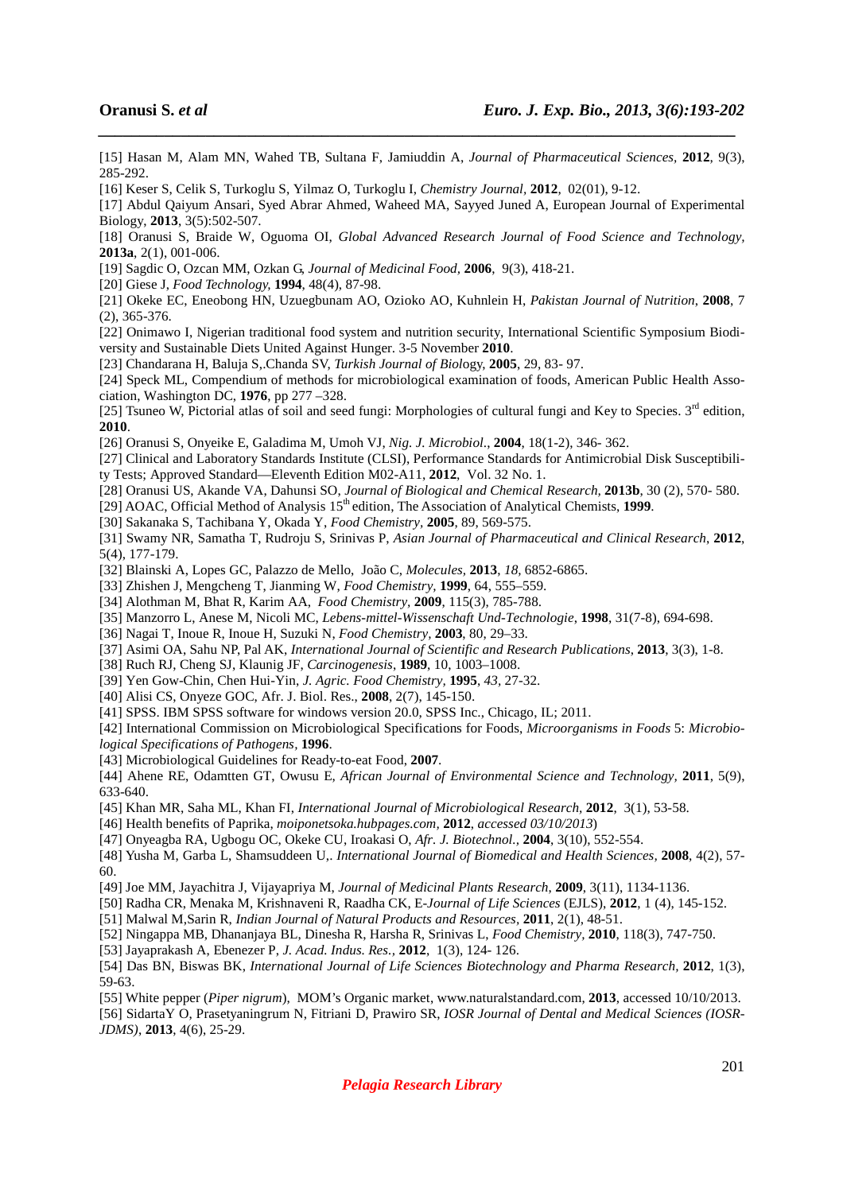[15] Hasan M, Alam MN, Wahed TB, Sultana F, Jamiuddin A, *Journal of Pharmaceutical Sciences,* **2012**, 9(3), 285-292.

[16] Keser S, Celik S, Turkoglu S, Yilmaz O, Turkoglu I, *Chemistry Journal*, **2012**, 02(01), 9-12.

[17] Abdul Qaiyum Ansari, Syed Abrar Ahmed, Waheed MA, Sayyed Juned A, European Journal of Experimental Biology, **2013**, 3(5):502-507.

[18] Oranusi S, Braide W, Oguoma OI, *Global Advanced Research Journal of Food Science and Technology,* **2013a**, 2(1), 001-006.

[19] Sagdic O, Ozcan MM, Ozkan G, *Journal of Medicinal Food*, **2006**, 9(3), 418-21.

[20] Giese J, *Food Technology,* **1994**, 48(4), 87-98.

[21] Okeke EC, Eneobong HN, Uzuegbunam AO, Ozioko AO, Kuhnlein H, *Pakistan Journal of Nutrition*, **2008**, 7 (2), 365-376.

[22] Onimawo I, Nigerian traditional food system and nutrition security, International Scientific Symposium Biodiversity and Sustainable Diets United Against Hunger. 3-5 November **2010**.

[23] Chandarana H, Baluja S,.Chanda SV, *Turkish Journal of Biology*, **2005**, 29, 83- 97.

[24] Speck ML, Compendium of methods for microbiological examination of foods, American Public Health Association, Washington DC, **1976**, pp 277 –328.

[25] Tsuneo W, Pictorial atlas of soil and seed fungi: Morphologies of cultural fungi and Key to Species. 3rd edition, **2010**.

[26] Oranusi S, Onyeike E, Galadima M, Umoh VJ, *Nig. J. Microbiol*., **2004**, 18(1-2), 346- 362.

[27] Clinical and Laboratory Standards Institute (CLSI), Performance Standards for Antimicrobial Disk Susceptibility Tests; Approved Standard—Eleventh Edition M02-A11, **2012**, Vol. 32 No. 1.

[28] Oranusi US, Akande VA, Dahunsi SO, *Journal of Biological and Chemical Research*, **2013b**, 30 (2), 570- 580.

[29] AOAC, Official Method of Analysis 15th edition, The Association of Analytical Chemists, **1999**.

[30] Sakanaka S, Tachibana Y, Okada Y, *Food Chemistry*, **2005**, 89, 569-575.

[31] Swamy NR, Samatha T, Rudroju S, Srinivas P, *Asian Journal of Pharmaceutical and Clinical Research*, **2012**, 5(4), 177-179.

[32] Blainski A, Lopes GC, Palazzo de Mello, João C, *Molecules*, **2013**, *18*, 6852-6865.

[33] Zhishen J, Mengcheng T, Jianming W, *Food Chemistry*, **1999**, 64, 555–559.

[34] Alothman M, Bhat R, Karim AA, *Food Chemistry*, **2009**, 115(3), 785-788.

[35] Manzorro L, Anese M, Nicoli MC, *Lebens-mittel-Wissenschaft Und-Technologie*, **1998**, 31(7-8), 694-698.

[36] Nagai T, Inoue R, Inoue H, Suzuki N, *Food Chemistry*, **2003**, 80, 29–33.

[37] Asimi OA, Sahu NP, Pal AK, *International Journal of Scientific and Research Publications*, **2013**, 3(3), 1-8.

[38] Ruch RJ, Cheng SJ, Klaunig JF, *Carcinogenesis*, **1989**, 10, 1003–1008.

[39] Yen Gow-Chin, Chen Hui-Yin, *J. Agric. Food Chemistry*, **1995**, *43*, 27-32.

[40] Alisi CS, Onyeze GOC, Afr. J. Biol. Res., **2008**, 2(7), 145-150.

[41] SPSS. IBM SPSS software for windows version 20.0, SPSS Inc., Chicago, IL; 2011.

[42] International Commission on Microbiological Specifications for Foods, *Microorganisms in Foods* 5: *Microbiological Specifications of Pathogens*, **1996**.

[43] Microbiological Guidelines for Ready-to-eat Food, **2007**.

[44] Ahene RE, Odamtten GT, Owusu E, *African Journal of Environmental Science and Technology*, **2011**, 5(9), 633-640.

[45] Khan MR, Saha ML, Khan FI, *International Journal of Microbiological Research*, **2012**, 3(1), 53-58.

[46] Health benefits of Paprika, *moiponetsoka.hubpages.com*, **2012**, *accessed 03/10/2013*)

[47] Onyeagba RA, Ugbogu OC, Okeke CU, Iroakasi O, *Afr. J. Biotechnol.*, **2004**, 3(10), 552-554.

[48] Yusha M, Garba L, Shamsuddeen U,. *International Journal of Biomedical and Health Sciences*, **2008**, 4(2), 57-60.

[49] Joe MM, Jayachitra J, Vijayapriya M, *Journal of Medicinal Plants Research*, **2009**, 3(11), 1134-1136.

[50] Radha CR, Menaka M, Krishnaveni R, Raadha CK, E-*Journal of Life Sciences* (EJLS), **2012**, 1 (4), 145-152.

[51] Malwal M,Sarin R, *Indian Journal of Natural Products and Resources*, **2011**, 2(1), 48-51.

[52] Ningappa MB, Dhananjaya BL, Dinesha R, Harsha R, Srinivas L, *Food Chemistry*, **2010**, 118(3), 747-750.

[53] Jayaprakash A, Ebenezer P, *J. Acad. Indus. Res.*, **2012**, 1(3), 124- 126.

[54] Das BN, Biswas BK, *International Journal of Life Sciences Biotechnology and Pharma Research*, **2012**, 1(3), 59-63.

[55] White pepper (*Piper nigrum*), MOM's Organic market, www.naturalstandard.com, **2013**, accessed 10/10/2013.

[56] SidartaY O, Prasetyaningrum N, Fitriani D, Prawiro SR, *IOSR Journal of Dental and Medical Sciences (IOSR-JDMS)*, **2013**, 4(6), 25-29.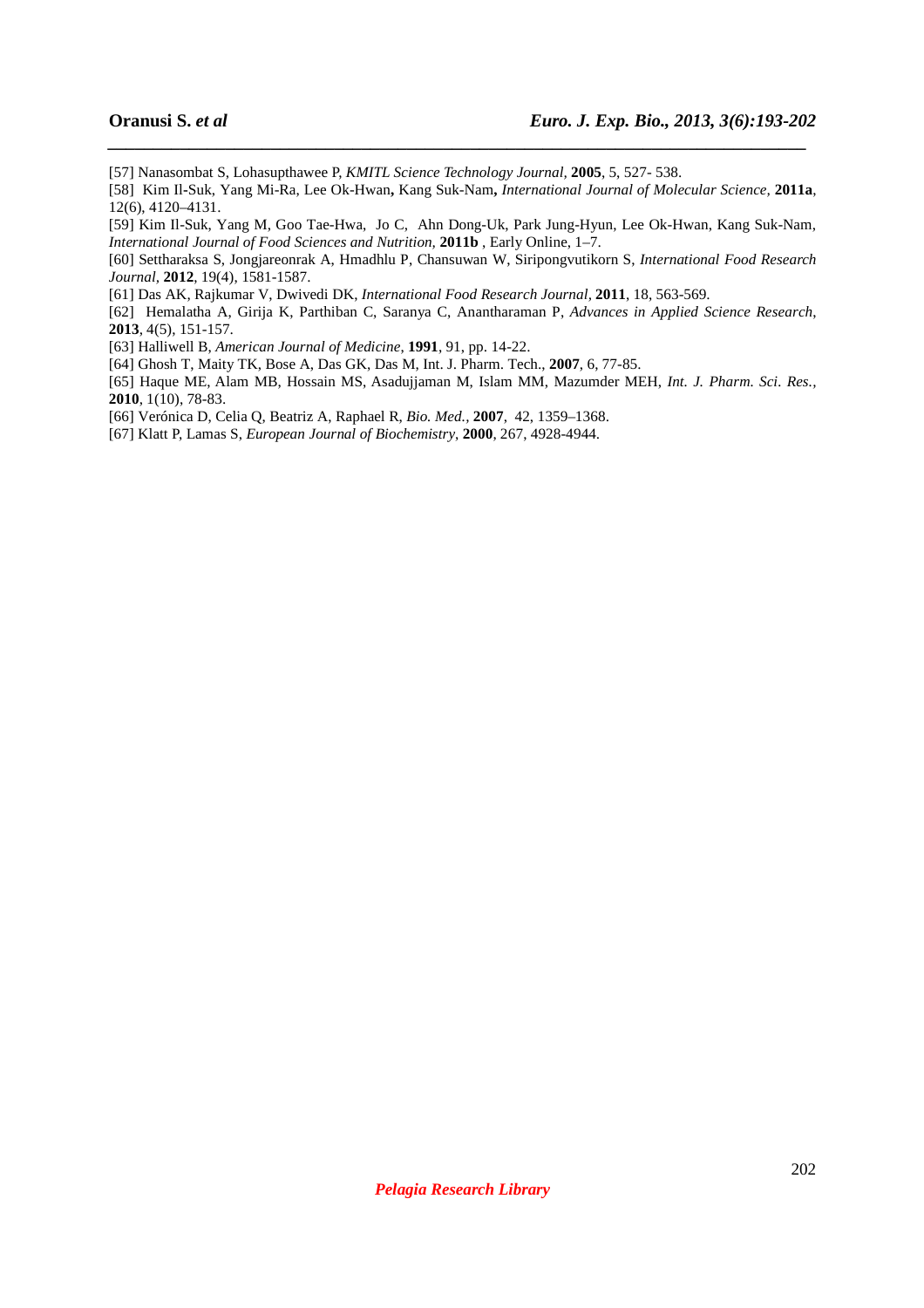[57] Nanasombat S, Lohasupthawee P, *KMITL Science Technology Journal,* **2005**, 5, 527- 538.

[58] Kim Il-Suk, Yang Mi-Ra, Lee Ok-Hwan**,** Kang Suk-Nam**,** *International Journal of Molecular Science,* **2011a**, 12(6), 4120–4131.

[59] Kim Il-Suk, Yang M, Goo Tae-Hwa, Jo C, Ahn Dong-Uk, Park Jung-Hyun, Lee Ok-Hwan, Kang Suk-Nam, *International Journal of Food Sciences and Nutrition,* **2011b** , Early Online, 1–7.

[60] Settharaksa S, Jongjareonrak A, Hmadhlu P, Chansuwan W, Siripongvutikorn S, *International Food Research Journal,* **2012**, 19(4), 1581-1587.

[61] Das AK, Rajkumar V, Dwivedi DK, *International Food Research Journal,* **2011**, 18, 563-569.

[62] Hemalatha A, Girija K, Parthiban C, Saranya C, Anantharaman P, *Advances in Applied Science Research,* **2013**, 4(5), 151-157.

[63] Halliwell B, *American Journal of Medicine,* **1991**, 91, pp. 14-22.

[64] Ghosh T, Maity TK, Bose A, Das GK, Das M, Int. J. Pharm. Tech., **2007**, 6, 77-85.

[65] Haque ME, Alam MB, Hossain MS, Asadujjaman M, Islam MM, Mazumder MEH, *Int. J. Pharm. Sci. Res.,* **2010**, 1(10), 78-83.

[66] Verónica D, Celia Q, Beatriz A, Raphael R, *Bio. Med.,* **2007**, 42, 1359–1368.

[67] Klatt P, Lamas S, *European Journal of Biochemistry,* **2000**, 267, 4928-4944.